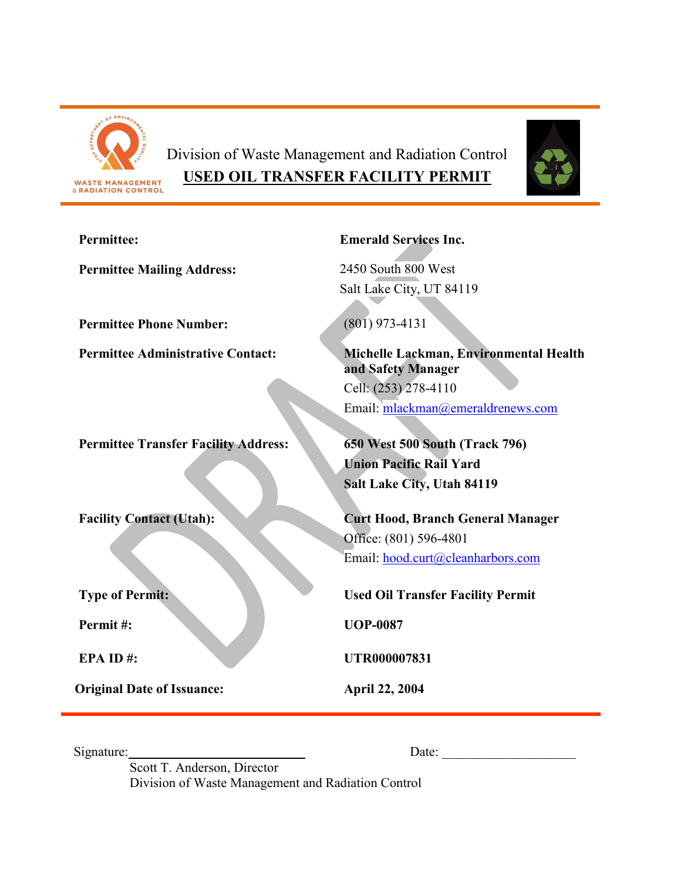Division of Waste Management and Radiation Control

# USED OIL TRANSFER FACILITY PERMIT

| | |
|---|---|
| **Permittee:** | **Emerald Services Inc.** |
| **Permittee Mailing Address:** | 2450 South 800 West<br>Salt Lake City, UT 84119 |
| **Permittee Phone Number:** | (801) 973-4131 |
| **Permittee Administrative Contact:** | **Michelle Lackman, Environmental Health and Safety Manager**<br>Cell: (253) 278-4110<br>Email: mlackman@emeraldrenews.com |
| **Permittee Transfer Facility Address:** | **650 West 500 South (Track 796)**<br>**Union Pacific Rail Yard**<br>**Salt Lake City, Utah 84119** |
| **Facility Contact (Utah):** | **Curt Hood, Branch General Manager**<br>Office: (801) 596-4801<br>Email: hood.curt@cleanharbors.com |
| **Type of Permit:** | **Used Oil Transfer Facility Permit** |
| **Permit #:** | **UOP-0087** |
| **EPA ID #:** | **UTR000007831** |
| **Original Date of Issuance:** | **April 22, 2004** |

Signature:\_\_\_\_\_\_\_\_\_\_\_\_\_\_\_\_\_\_\_\_\_\_\_\_\_\_\_\_ Date: \_\_\_\_\_\_\_\_\_\_\_\_\_\_\_\_\_\_\_\_\_

Scott T. Anderson, Director
Division of Waste Management and Radiation Control

DRAFT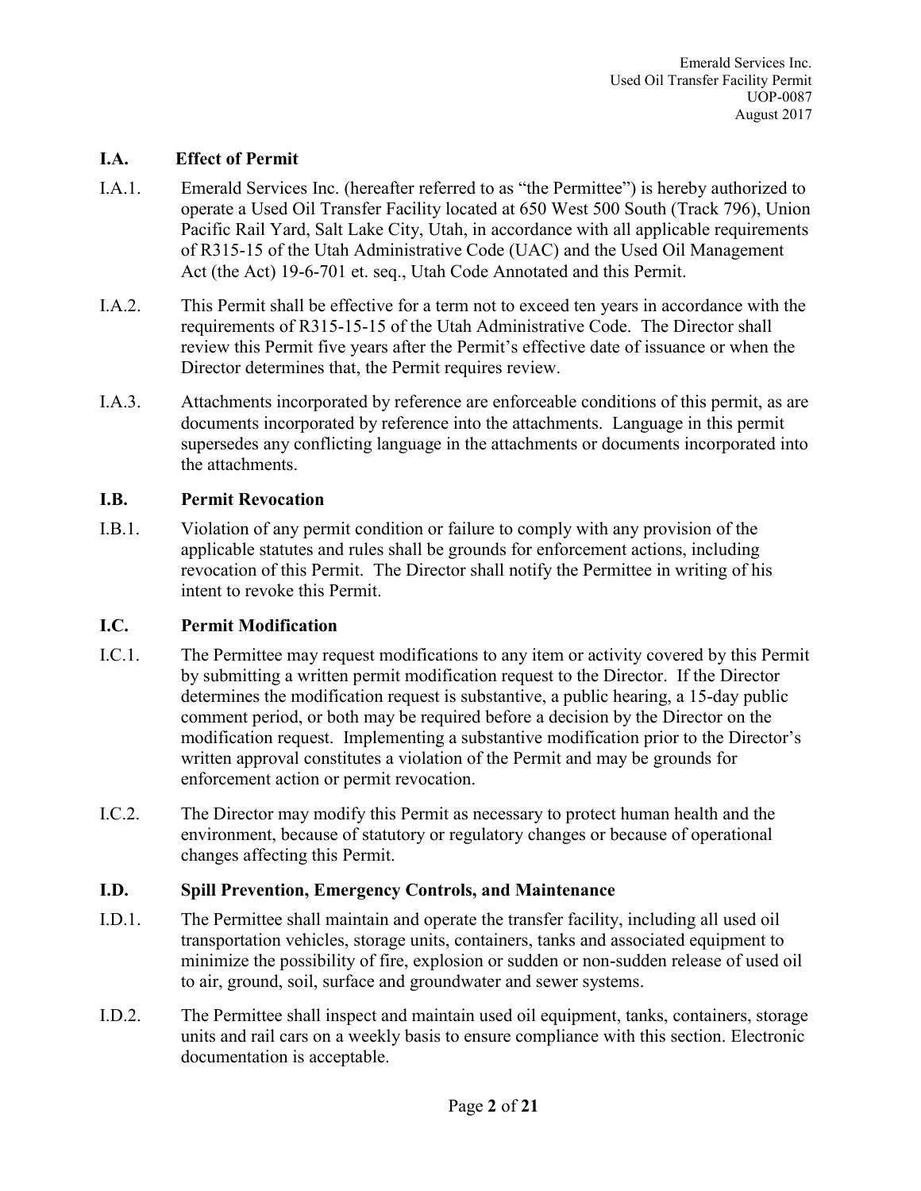## I.A. Effect of Permit

I.A.1. Emerald Services Inc. (hereafter referred to as "the Permittee") is hereby authorized to operate a Used Oil Transfer Facility located at 650 West 500 South (Track 796), Union Pacific Rail Yard, Salt Lake City, Utah, in accordance with all applicable requirements of R315-15 of the Utah Administrative Code (UAC) and the Used Oil Management Act (the Act) 19-6-701 et. seq., Utah Code Annotated and this Permit.

I.A.2. This Permit shall be effective for a term not to exceed ten years in accordance with the requirements of R315-15-15 of the Utah Administrative Code. The Director shall review this Permit five years after the Permit's effective date of issuance or when the Director determines that, the Permit requires review.

I.A.3. Attachments incorporated by reference are enforceable conditions of this permit, as are documents incorporated by reference into the attachments. Language in this permit supersedes any conflicting language in the attachments or documents incorporated into the attachments.

## I.B. Permit Revocation

I.B.1. Violation of any permit condition or failure to comply with any provision of the applicable statutes and rules shall be grounds for enforcement actions, including revocation of this Permit. The Director shall notify the Permittee in writing of his intent to revoke this Permit.

## I.C. Permit Modification

I.C.1. The Permittee may request modifications to any item or activity covered by this Permit by submitting a written permit modification request to the Director. If the Director determines the modification request is substantive, a public hearing, a 15-day public comment period, or both may be required before a decision by the Director on the modification request. Implementing a substantive modification prior to the Director's written approval constitutes a violation of the Permit and may be grounds for enforcement action or permit revocation.

I.C.2. The Director may modify this Permit as necessary to protect human health and the environment, because of statutory or regulatory changes or because of operational changes affecting this Permit.

## I.D. Spill Prevention, Emergency Controls, and Maintenance

I.D.1. The Permittee shall maintain and operate the transfer facility, including all used oil transportation vehicles, storage units, containers, tanks and associated equipment to minimize the possibility of fire, explosion or sudden or non-sudden release of used oil to air, ground, soil, surface and groundwater and sewer systems.

I.D.2. The Permittee shall inspect and maintain used oil equipment, tanks, containers, storage units and rail cars on a weekly basis to ensure compliance with this section. Electronic documentation is acceptable.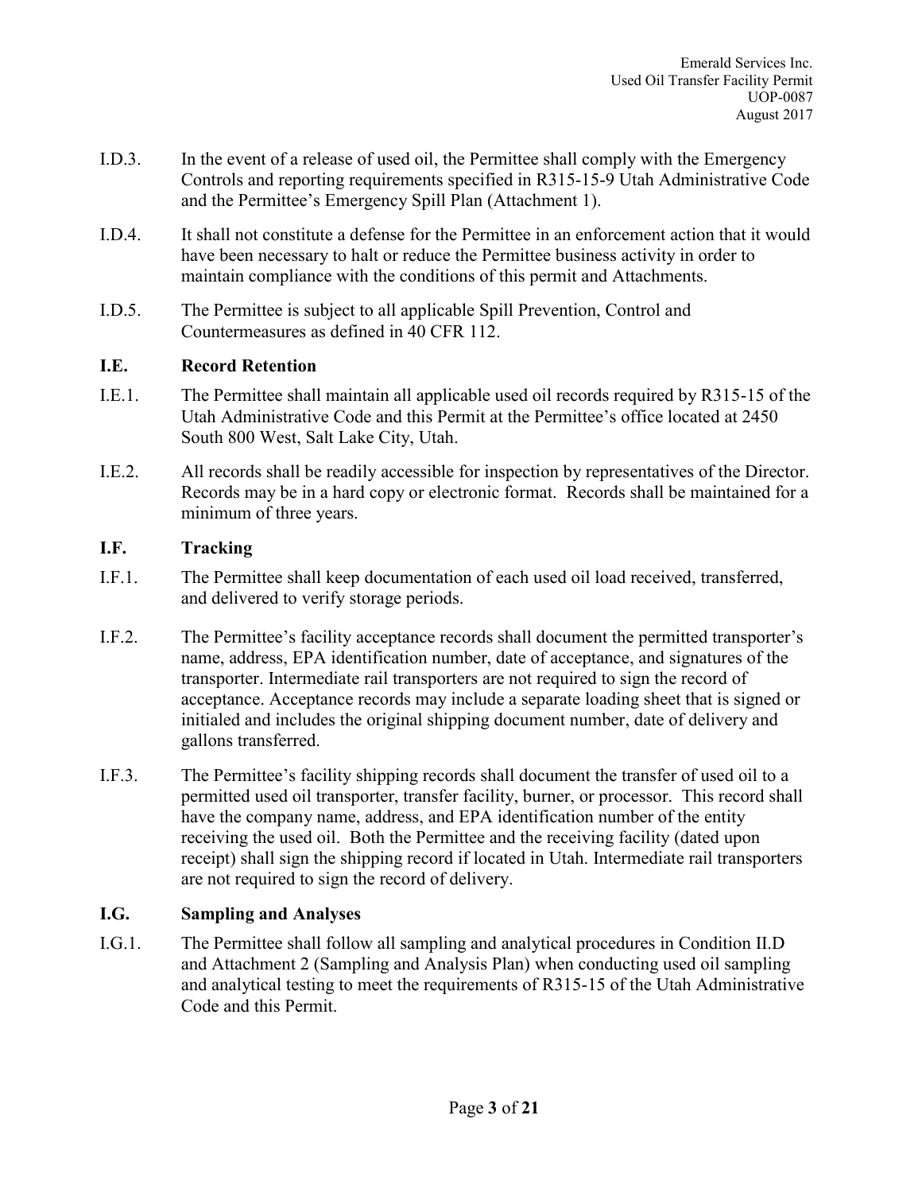I.D.3. In the event of a release of used oil, the Permittee shall comply with the Emergency Controls and reporting requirements specified in R315-15-9 Utah Administrative Code and the Permittee's Emergency Spill Plan (Attachment 1).

I.D.4. It shall not constitute a defense for the Permittee in an enforcement action that it would have been necessary to halt or reduce the Permittee business activity in order to maintain compliance with the conditions of this permit and Attachments.

I.D.5. The Permittee is subject to all applicable Spill Prevention, Control and Countermeasures as defined in 40 CFR 112.

## I.E. Record Retention

I.E.1. The Permittee shall maintain all applicable used oil records required by R315-15 of the Utah Administrative Code and this Permit at the Permittee's office located at 2450 South 800 West, Salt Lake City, Utah.

I.E.2. All records shall be readily accessible for inspection by representatives of the Director. Records may be in a hard copy or electronic format. Records shall be maintained for a minimum of three years.

## I.F. Tracking

I.F.1. The Permittee shall keep documentation of each used oil load received, transferred, and delivered to verify storage periods.

I.F.2. The Permittee's facility acceptance records shall document the permitted transporter's name, address, EPA identification number, date of acceptance, and signatures of the transporter. Intermediate rail transporters are not required to sign the record of acceptance. Acceptance records may include a separate loading sheet that is signed or initialed and includes the original shipping document number, date of delivery and gallons transferred.

I.F.3. The Permittee's facility shipping records shall document the transfer of used oil to a permitted used oil transporter, transfer facility, burner, or processor. This record shall have the company name, address, and EPA identification number of the entity receiving the used oil. Both the Permittee and the receiving facility (dated upon receipt) shall sign the shipping record if located in Utah. Intermediate rail transporters are not required to sign the record of delivery.

## I.G. Sampling and Analyses

I.G.1. The Permittee shall follow all sampling and analytical procedures in Condition II.D and Attachment 2 (Sampling and Analysis Plan) when conducting used oil sampling and analytical testing to meet the requirements of R315-15 of the Utah Administrative Code and this Permit.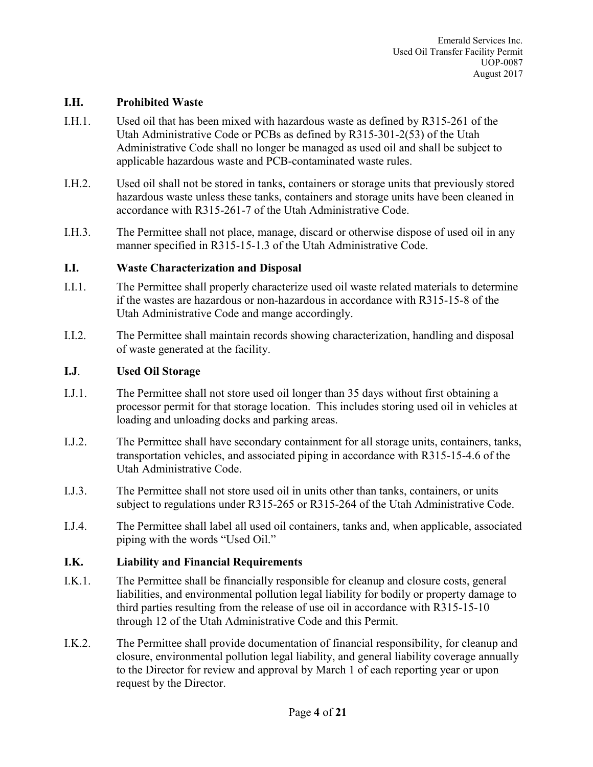### I.H. Prohibited Waste

I.H.1. Used oil that has been mixed with hazardous waste as defined by R315-261 of the Utah Administrative Code or PCBs as defined by R315-301-2(53) of the Utah Administrative Code shall no longer be managed as used oil and shall be subject to applicable hazardous waste and PCB-contaminated waste rules.

I.H.2. Used oil shall not be stored in tanks, containers or storage units that previously stored hazardous waste unless these tanks, containers and storage units have been cleaned in accordance with R315-261-7 of the Utah Administrative Code.

I.H.3. The Permittee shall not place, manage, discard or otherwise dispose of used oil in any manner specified in R315-15-1.3 of the Utah Administrative Code.

### I.I. Waste Characterization and Disposal

I.I.1. The Permittee shall properly characterize used oil waste related materials to determine if the wastes are hazardous or non-hazardous in accordance with R315-15-8 of the Utah Administrative Code and mange accordingly.

I.I.2. The Permittee shall maintain records showing characterization, handling and disposal of waste generated at the facility.

### I.J. Used Oil Storage

I.J.1. The Permittee shall not store used oil longer than 35 days without first obtaining a processor permit for that storage location. This includes storing used oil in vehicles at loading and unloading docks and parking areas.

I.J.2. The Permittee shall have secondary containment for all storage units, containers, tanks, transportation vehicles, and associated piping in accordance with R315-15-4.6 of the Utah Administrative Code.

I.J.3. The Permittee shall not store used oil in units other than tanks, containers, or units subject to regulations under R315-265 or R315-264 of the Utah Administrative Code.

I.J.4. The Permittee shall label all used oil containers, tanks and, when applicable, associated piping with the words "Used Oil."

### I.K. Liability and Financial Requirements

I.K.1. The Permittee shall be financially responsible for cleanup and closure costs, general liabilities, and environmental pollution legal liability for bodily or property damage to third parties resulting from the release of use oil in accordance with R315-15-10 through 12 of the Utah Administrative Code and this Permit.

I.K.2. The Permittee shall provide documentation of financial responsibility, for cleanup and closure, environmental pollution legal liability, and general liability coverage annually to the Director for review and approval by March 1 of each reporting year or upon request by the Director.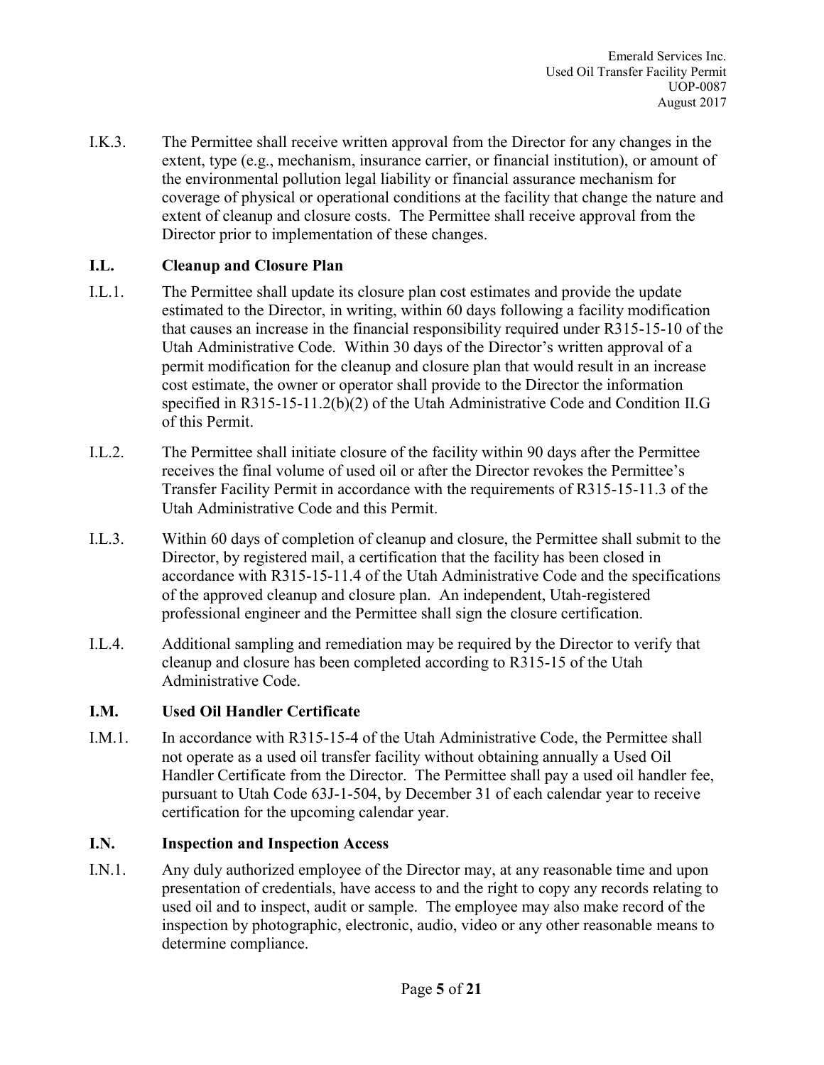I.K.3. The Permittee shall receive written approval from the Director for any changes in the extent, type (e.g., mechanism, insurance carrier, or financial institution), or amount of the environmental pollution legal liability or financial assurance mechanism for coverage of physical or operational conditions at the facility that change the nature and extent of cleanup and closure costs. The Permittee shall receive approval from the Director prior to implementation of these changes.

### I.L. Cleanup and Closure Plan

I.L.1. The Permittee shall update its closure plan cost estimates and provide the update estimated to the Director, in writing, within 60 days following a facility modification that causes an increase in the financial responsibility required under R315-15-10 of the Utah Administrative Code. Within 30 days of the Director's written approval of a permit modification for the cleanup and closure plan that would result in an increase cost estimate, the owner or operator shall provide to the Director the information specified in R315-15-11.2(b)(2) of the Utah Administrative Code and Condition II.G of this Permit.

I.L.2. The Permittee shall initiate closure of the facility within 90 days after the Permittee receives the final volume of used oil or after the Director revokes the Permittee's Transfer Facility Permit in accordance with the requirements of R315-15-11.3 of the Utah Administrative Code and this Permit.

I.L.3. Within 60 days of completion of cleanup and closure, the Permittee shall submit to the Director, by registered mail, a certification that the facility has been closed in accordance with R315-15-11.4 of the Utah Administrative Code and the specifications of the approved cleanup and closure plan. An independent, Utah-registered professional engineer and the Permittee shall sign the closure certification.

I.L.4. Additional sampling and remediation may be required by the Director to verify that cleanup and closure has been completed according to R315-15 of the Utah Administrative Code.

### I.M. Used Oil Handler Certificate

I.M.1. In accordance with R315-15-4 of the Utah Administrative Code, the Permittee shall not operate as a used oil transfer facility without obtaining annually a Used Oil Handler Certificate from the Director. The Permittee shall pay a used oil handler fee, pursuant to Utah Code 63J-1-504, by December 31 of each calendar year to receive certification for the upcoming calendar year.

### I.N. Inspection and Inspection Access

I.N.1. Any duly authorized employee of the Director may, at any reasonable time and upon presentation of credentials, have access to and the right to copy any records relating to used oil and to inspect, audit or sample. The employee may also make record of the inspection by photographic, electronic, audio, video or any other reasonable means to determine compliance.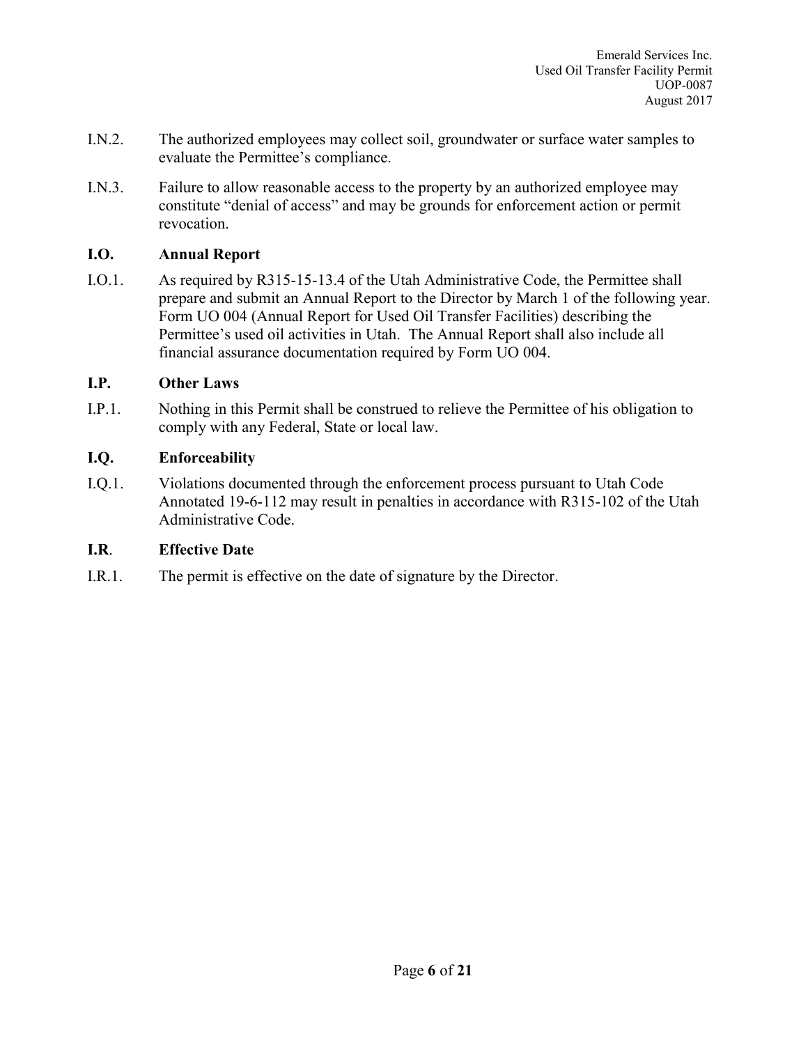I.N.2. The authorized employees may collect soil, groundwater or surface water samples to evaluate the Permittee's compliance.

I.N.3. Failure to allow reasonable access to the property by an authorized employee may constitute "denial of access" and may be grounds for enforcement action or permit revocation.

### I.O. Annual Report

I.O.1. As required by R315-15-13.4 of the Utah Administrative Code, the Permittee shall prepare and submit an Annual Report to the Director by March 1 of the following year. Form UO 004 (Annual Report for Used Oil Transfer Facilities) describing the Permittee's used oil activities in Utah. The Annual Report shall also include all financial assurance documentation required by Form UO 004.

### I.P. Other Laws

I.P.1. Nothing in this Permit shall be construed to relieve the Permittee of his obligation to comply with any Federal, State or local law.

### I.Q. Enforceability

I.Q.1. Violations documented through the enforcement process pursuant to Utah Code Annotated 19-6-112 may result in penalties in accordance with R315-102 of the Utah Administrative Code.

### I.R. Effective Date

I.R.1. The permit is effective on the date of signature by the Director.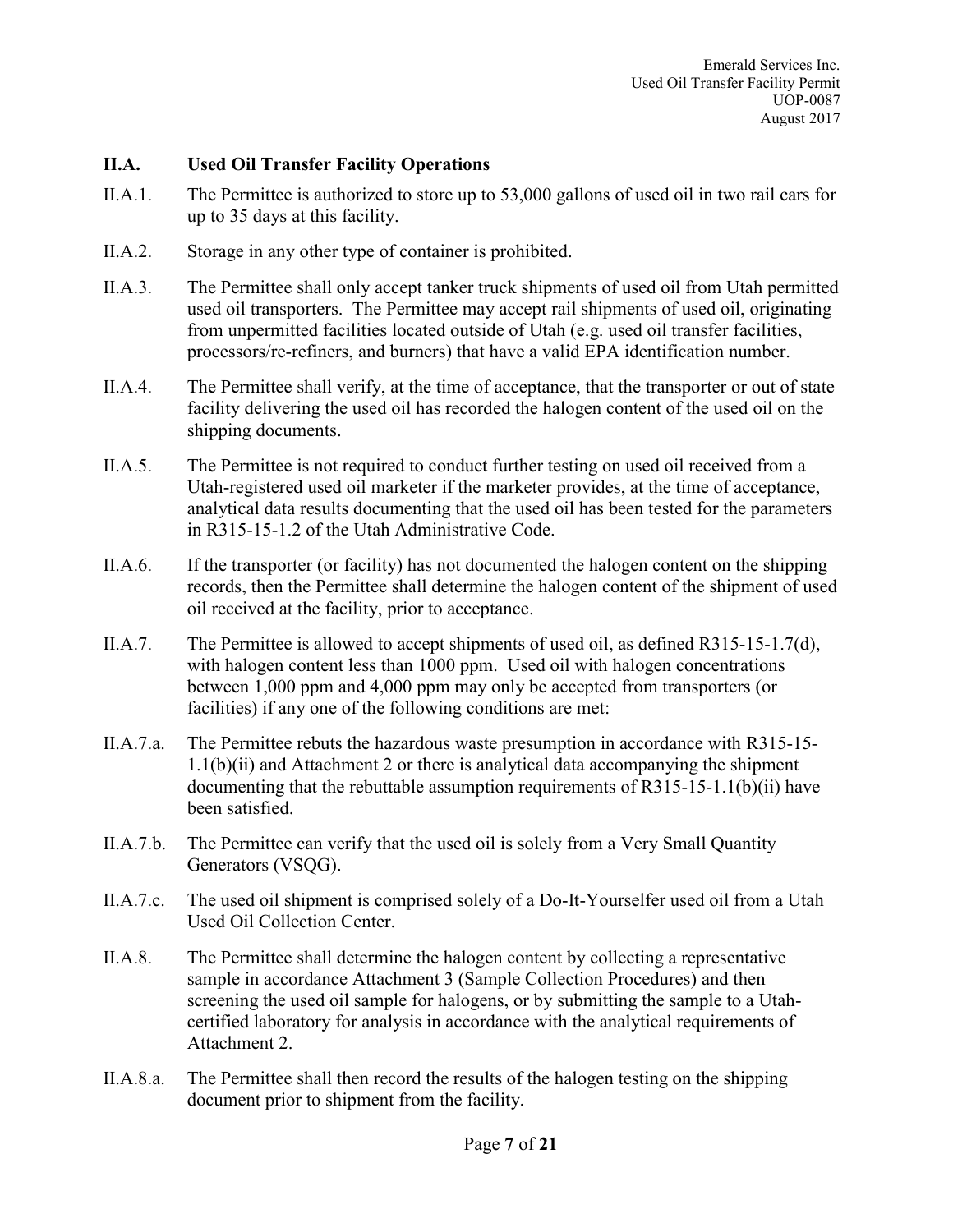## II.A. Used Oil Transfer Facility Operations

II.A.1. The Permittee is authorized to store up to 53,000 gallons of used oil in two rail cars for up to 35 days at this facility.

II.A.2. Storage in any other type of container is prohibited.

II.A.3. The Permittee shall only accept tanker truck shipments of used oil from Utah permitted used oil transporters. The Permittee may accept rail shipments of used oil, originating from unpermitted facilities located outside of Utah (e.g. used oil transfer facilities, processors/re-refiners, and burners) that have a valid EPA identification number.

II.A.4. The Permittee shall verify, at the time of acceptance, that the transporter or out of state facility delivering the used oil has recorded the halogen content of the used oil on the shipping documents.

II.A.5. The Permittee is not required to conduct further testing on used oil received from a Utah-registered used oil marketer if the marketer provides, at the time of acceptance, analytical data results documenting that the used oil has been tested for the parameters in R315-15-1.2 of the Utah Administrative Code.

II.A.6. If the transporter (or facility) has not documented the halogen content on the shipping records, then the Permittee shall determine the halogen content of the shipment of used oil received at the facility, prior to acceptance.

II.A.7. The Permittee is allowed to accept shipments of used oil, as defined R315-15-1.7(d), with halogen content less than 1000 ppm. Used oil with halogen concentrations between 1,000 ppm and 4,000 ppm may only be accepted from transporters (or facilities) if any one of the following conditions are met:

II.A.7.a. The Permittee rebuts the hazardous waste presumption in accordance with R315-15-1.1(b)(ii) and Attachment 2 or there is analytical data accompanying the shipment documenting that the rebuttable assumption requirements of R315-15-1.1(b)(ii) have been satisfied.

II.A.7.b. The Permittee can verify that the used oil is solely from a Very Small Quantity Generators (VSQG).

II.A.7.c. The used oil shipment is comprised solely of a Do-It-Yourselfer used oil from a Utah Used Oil Collection Center.

II.A.8. The Permittee shall determine the halogen content by collecting a representative sample in accordance Attachment 3 (Sample Collection Procedures) and then screening the used oil sample for halogens, or by submitting the sample to a Utah-certified laboratory for analysis in accordance with the analytical requirements of Attachment 2.

II.A.8.a. The Permittee shall then record the results of the halogen testing on the shipping document prior to shipment from the facility.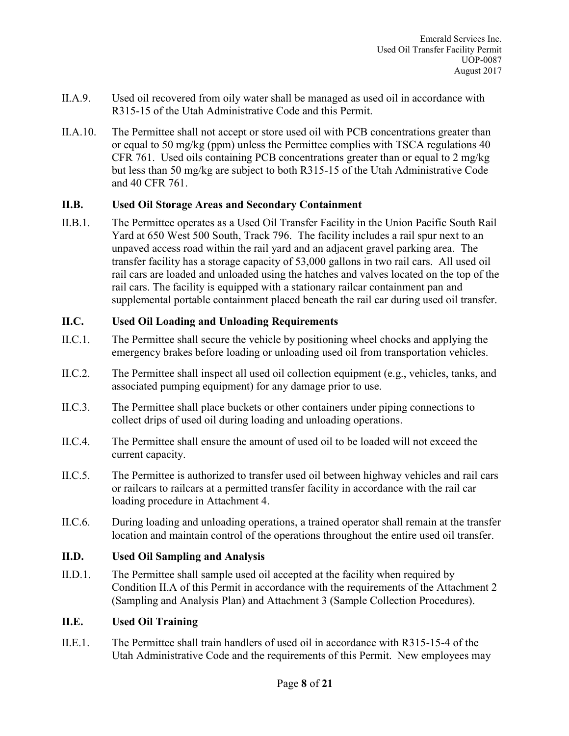II.A.9. Used oil recovered from oily water shall be managed as used oil in accordance with R315-15 of the Utah Administrative Code and this Permit.

II.A.10. The Permittee shall not accept or store used oil with PCB concentrations greater than or equal to 50 mg/kg (ppm) unless the Permittee complies with TSCA regulations 40 CFR 761. Used oils containing PCB concentrations greater than or equal to 2 mg/kg but less than 50 mg/kg are subject to both R315-15 of the Utah Administrative Code and 40 CFR 761.

## II.B. Used Oil Storage Areas and Secondary Containment

II.B.1. The Permittee operates as a Used Oil Transfer Facility in the Union Pacific South Rail Yard at 650 West 500 South, Track 796. The facility includes a rail spur next to an unpaved access road within the rail yard and an adjacent gravel parking area. The transfer facility has a storage capacity of 53,000 gallons in two rail cars. All used oil rail cars are loaded and unloaded using the hatches and valves located on the top of the rail cars. The facility is equipped with a stationary railcar containment pan and supplemental portable containment placed beneath the rail car during used oil transfer.

## II.C. Used Oil Loading and Unloading Requirements

II.C.1. The Permittee shall secure the vehicle by positioning wheel chocks and applying the emergency brakes before loading or unloading used oil from transportation vehicles.

II.C.2. The Permittee shall inspect all used oil collection equipment (e.g., vehicles, tanks, and associated pumping equipment) for any damage prior to use.

II.C.3. The Permittee shall place buckets or other containers under piping connections to collect drips of used oil during loading and unloading operations.

II.C.4. The Permittee shall ensure the amount of used oil to be loaded will not exceed the current capacity.

II.C.5. The Permittee is authorized to transfer used oil between highway vehicles and rail cars or railcars to railcars at a permitted transfer facility in accordance with the rail car loading procedure in Attachment 4.

II.C.6. During loading and unloading operations, a trained operator shall remain at the transfer location and maintain control of the operations throughout the entire used oil transfer.

## II.D. Used Oil Sampling and Analysis

II.D.1. The Permittee shall sample used oil accepted at the facility when required by Condition II.A of this Permit in accordance with the requirements of the Attachment 2 (Sampling and Analysis Plan) and Attachment 3 (Sample Collection Procedures).

## II.E. Used Oil Training

II.E.1. The Permittee shall train handlers of used oil in accordance with R315-15-4 of the Utah Administrative Code and the requirements of this Permit. New employees may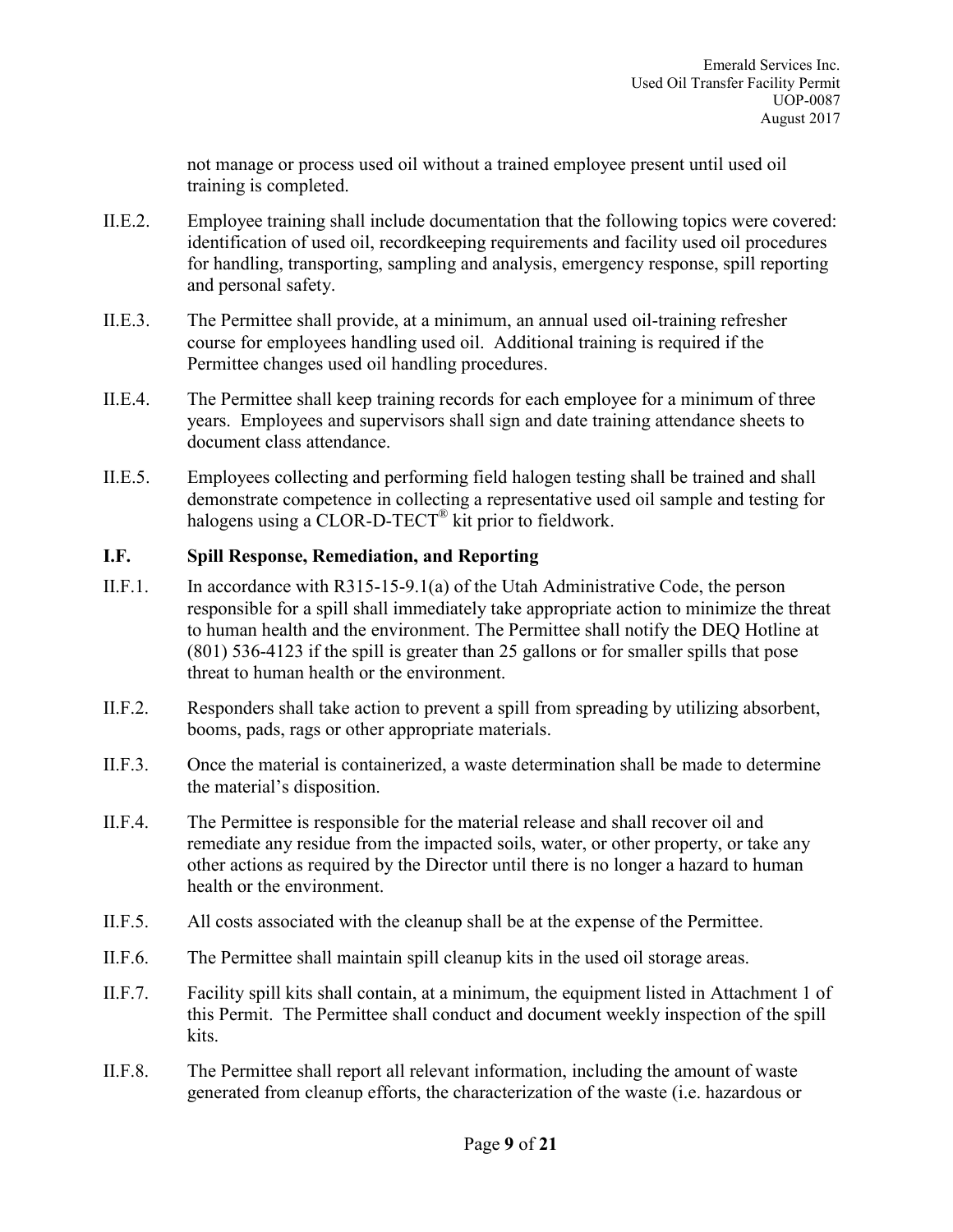not manage or process used oil without a trained employee present until used oil training is completed.

II.E.2. Employee training shall include documentation that the following topics were covered: identification of used oil, recordkeeping requirements and facility used oil procedures for handling, transporting, sampling and analysis, emergency response, spill reporting and personal safety.

II.E.3. The Permittee shall provide, at a minimum, an annual used oil-training refresher course for employees handling used oil. Additional training is required if the Permittee changes used oil handling procedures.

II.E.4. The Permittee shall keep training records for each employee for a minimum of three years. Employees and supervisors shall sign and date training attendance sheets to document class attendance.

II.E.5. Employees collecting and performing field halogen testing shall be trained and shall demonstrate competence in collecting a representative used oil sample and testing for halogens using a CLOR-D-TECT® kit prior to fieldwork.

### I.F. Spill Response, Remediation, and Reporting

II.F.1. In accordance with R315-15-9.1(a) of the Utah Administrative Code, the person responsible for a spill shall immediately take appropriate action to minimize the threat to human health and the environment. The Permittee shall notify the DEQ Hotline at (801) 536-4123 if the spill is greater than 25 gallons or for smaller spills that pose threat to human health or the environment.

II.F.2. Responders shall take action to prevent a spill from spreading by utilizing absorbent, booms, pads, rags or other appropriate materials.

II.F.3. Once the material is containerized, a waste determination shall be made to determine the material's disposition.

II.F.4. The Permittee is responsible for the material release and shall recover oil and remediate any residue from the impacted soils, water, or other property, or take any other actions as required by the Director until there is no longer a hazard to human health or the environment.

II.F.5. All costs associated with the cleanup shall be at the expense of the Permittee.

II.F.6. The Permittee shall maintain spill cleanup kits in the used oil storage areas.

II.F.7. Facility spill kits shall contain, at a minimum, the equipment listed in Attachment 1 of this Permit. The Permittee shall conduct and document weekly inspection of the spill kits.

II.F.8. The Permittee shall report all relevant information, including the amount of waste generated from cleanup efforts, the characterization of the waste (i.e. hazardous or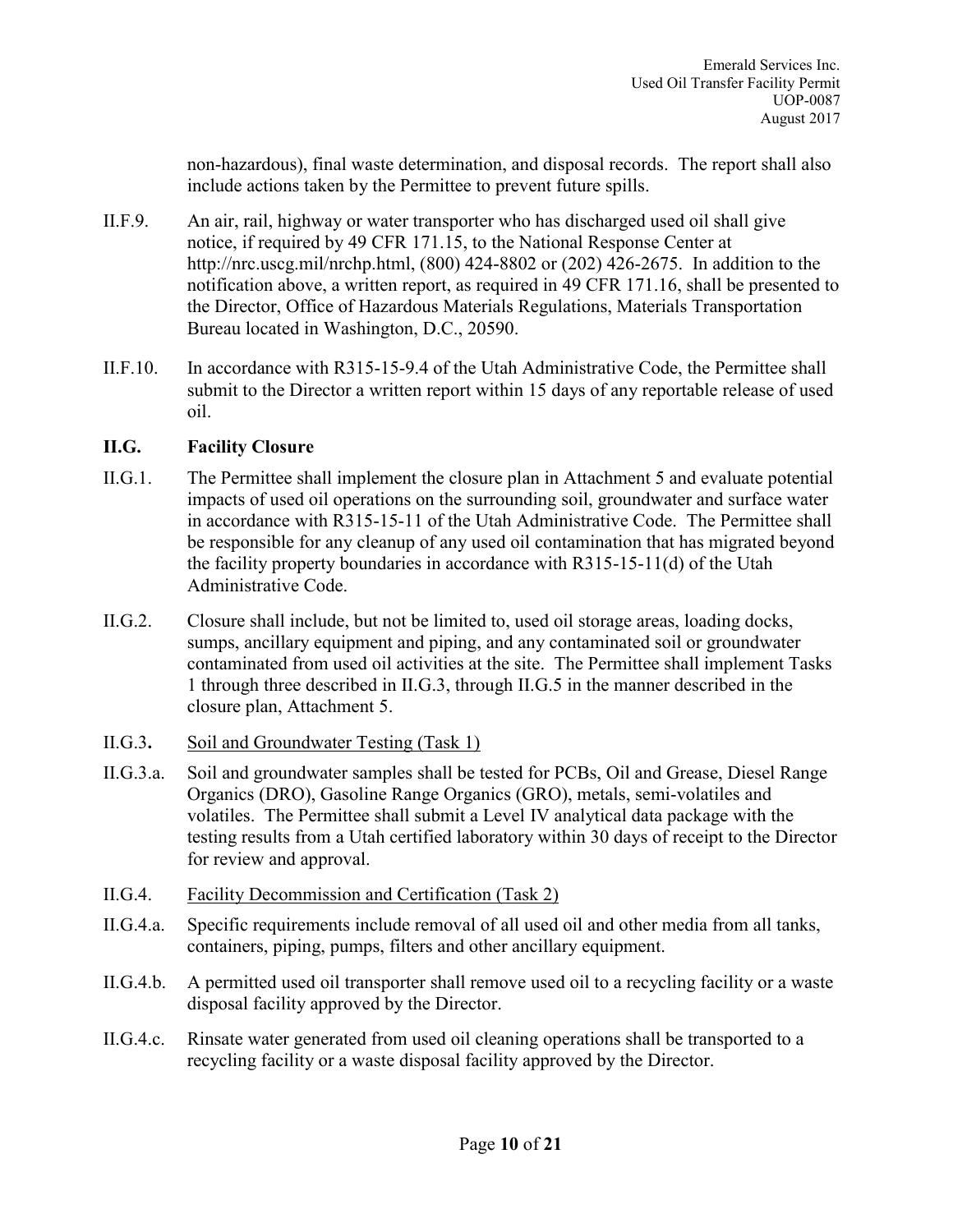non-hazardous), final waste determination, and disposal records. The report shall also include actions taken by the Permittee to prevent future spills.

II.F.9. An air, rail, highway or water transporter who has discharged used oil shall give notice, if required by 49 CFR 171.15, to the National Response Center at http://nrc.uscg.mil/nrchp.html, (800) 424-8802 or (202) 426-2675. In addition to the notification above, a written report, as required in 49 CFR 171.16, shall be presented to the Director, Office of Hazardous Materials Regulations, Materials Transportation Bureau located in Washington, D.C., 20590.

II.F.10. In accordance with R315-15-9.4 of the Utah Administrative Code, the Permittee shall submit to the Director a written report within 15 days of any reportable release of used oil.

**II.G. Facility Closure**

II.G.1. The Permittee shall implement the closure plan in Attachment 5 and evaluate potential impacts of used oil operations on the surrounding soil, groundwater and surface water in accordance with R315-15-11 of the Utah Administrative Code. The Permittee shall be responsible for any cleanup of any used oil contamination that has migrated beyond the facility property boundaries in accordance with R315-15-11(d) of the Utah Administrative Code.

II.G.2. Closure shall include, but not be limited to, used oil storage areas, loading docks, sumps, ancillary equipment and piping, and any contaminated soil or groundwater contaminated from used oil activities at the site. The Permittee shall implement Tasks 1 through three described in II.G.3, through II.G.5 in the manner described in the closure plan, Attachment 5.

II.G.3**.** <u>Soil and Groundwater Testing (Task 1)</u>

II.G.3.a. Soil and groundwater samples shall be tested for PCBs, Oil and Grease, Diesel Range Organics (DRO), Gasoline Range Organics (GRO), metals, semi-volatiles and volatiles. The Permittee shall submit a Level IV analytical data package with the testing results from a Utah certified laboratory within 30 days of receipt to the Director for review and approval.

II.G.4. <u>Facility Decommission and Certification (Task 2)</u>

II.G.4.a. Specific requirements include removal of all used oil and other media from all tanks, containers, piping, pumps, filters and other ancillary equipment.

II.G.4.b. A permitted used oil transporter shall remove used oil to a recycling facility or a waste disposal facility approved by the Director.

II.G.4.c. Rinsate water generated from used oil cleaning operations shall be transported to a recycling facility or a waste disposal facility approved by the Director.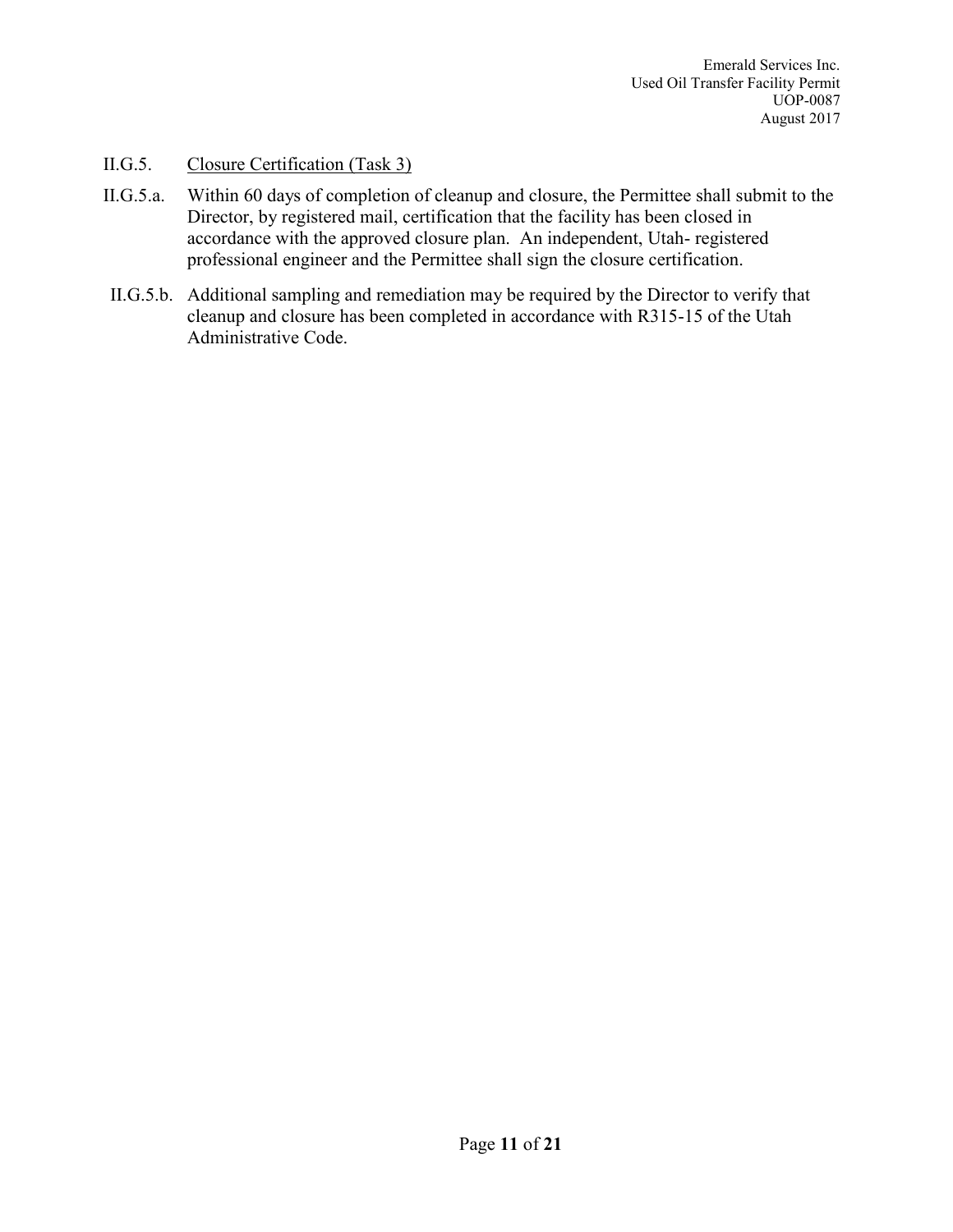II.G.5. Closure Certification (Task 3)

II.G.5.a. Within 60 days of completion of cleanup and closure, the Permittee shall submit to the Director, by registered mail, certification that the facility has been closed in accordance with the approved closure plan. An independent, Utah- registered professional engineer and the Permittee shall sign the closure certification.

II.G.5.b. Additional sampling and remediation may be required by the Director to verify that cleanup and closure has been completed in accordance with R315-15 of the Utah Administrative Code.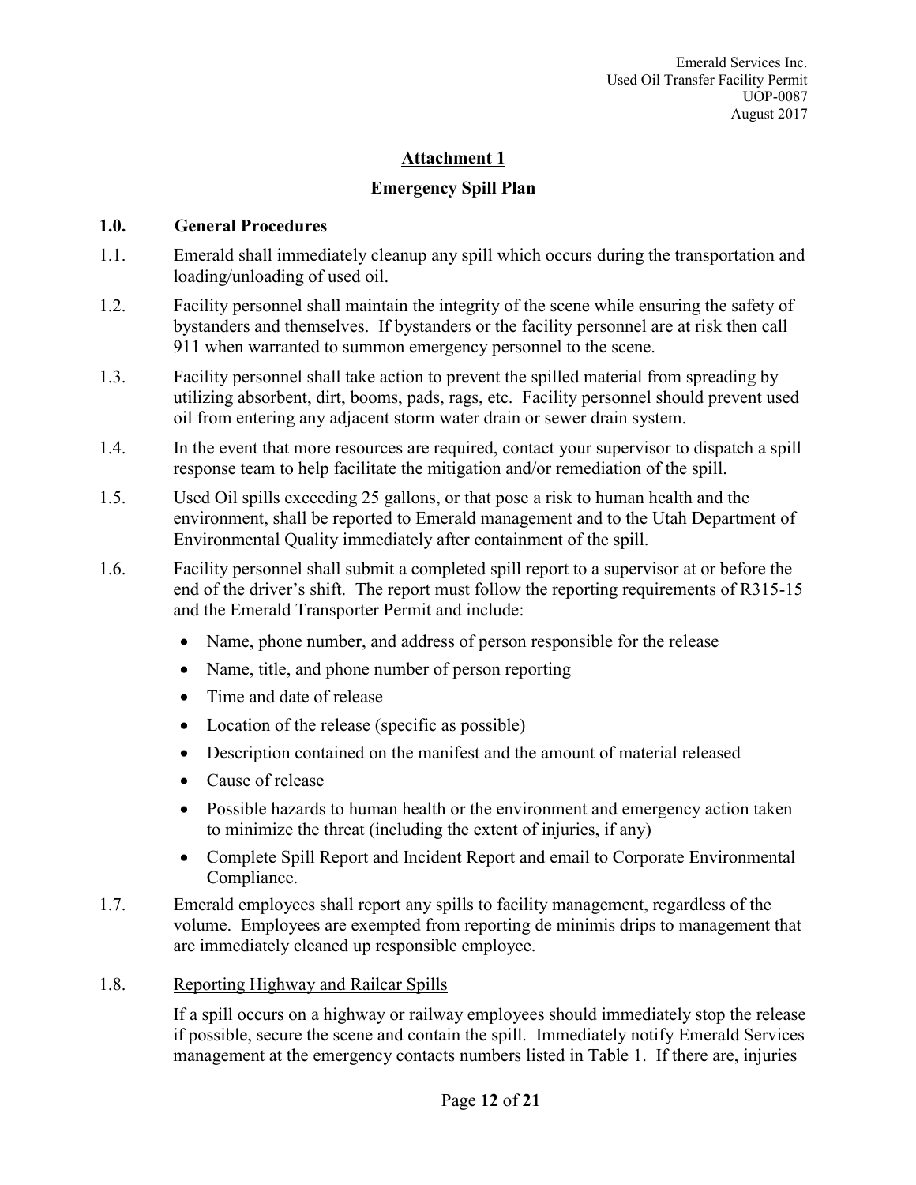## Attachment 1

### Emergency Spill Plan

### 1.0. General Procedures

1.1. Emerald shall immediately cleanup any spill which occurs during the transportation and loading/unloading of used oil.

1.2. Facility personnel shall maintain the integrity of the scene while ensuring the safety of bystanders and themselves. If bystanders or the facility personnel are at risk then call 911 when warranted to summon emergency personnel to the scene.

1.3. Facility personnel shall take action to prevent the spilled material from spreading by utilizing absorbent, dirt, booms, pads, rags, etc. Facility personnel should prevent used oil from entering any adjacent storm water drain or sewer drain system.

1.4. In the event that more resources are required, contact your supervisor to dispatch a spill response team to help facilitate the mitigation and/or remediation of the spill.

1.5. Used Oil spills exceeding 25 gallons, or that pose a risk to human health and the environment, shall be reported to Emerald management and to the Utah Department of Environmental Quality immediately after containment of the spill.

1.6. Facility personnel shall submit a completed spill report to a supervisor at or before the end of the driver's shift. The report must follow the reporting requirements of R315-15 and the Emerald Transporter Permit and include:

- Name, phone number, and address of person responsible for the release
- Name, title, and phone number of person reporting
- Time and date of release
- Location of the release (specific as possible)
- Description contained on the manifest and the amount of material released
- Cause of release
- Possible hazards to human health or the environment and emergency action taken to minimize the threat (including the extent of injuries, if any)
- Complete Spill Report and Incident Report and email to Corporate Environmental Compliance.

1.7. Emerald employees shall report any spills to facility management, regardless of the volume. Employees are exempted from reporting de minimis drips to management that are immediately cleaned up responsible employee.

1.8. <u>Reporting Highway and Railcar Spills</u>

If a spill occurs on a highway or railway employees should immediately stop the release if possible, secure the scene and contain the spill. Immediately notify Emerald Services management at the emergency contacts numbers listed in Table 1. If there are, injuries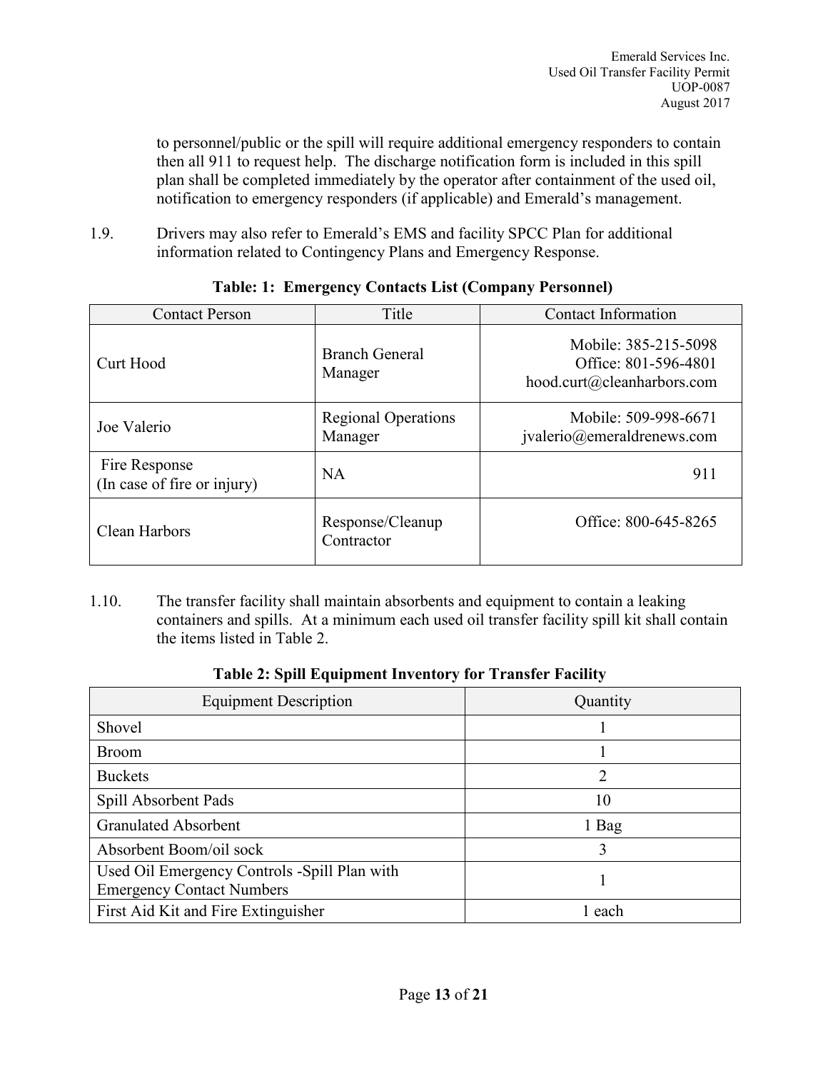to personnel/public or the spill will require additional emergency responders to contain then all 911 to request help. The discharge notification form is included in this spill plan shall be completed immediately by the operator after containment of the used oil, notification to emergency responders (if applicable) and Emerald's management.

1.9. Drivers may also refer to Emerald's EMS and facility SPCC Plan for additional information related to Contingency Plans and Emergency Response.

**Table: 1: Emergency Contacts List (Company Personnel)**

| Contact Person | Title | Contact Information |
|---|---|---|
| Curt Hood | Branch General Manager | Mobile: 385-215-5098<br>Office: 801-596-4801<br>hood.curt@cleanharbors.com |
| Joe Valerio | Regional Operations Manager | Mobile: 509-998-6671<br>jvalerio@emeraldrenews.com |
| Fire Response (In case of fire or injury) | NA | 911 |
| Clean Harbors | Response/Cleanup Contractor | Office: 800-645-8265 |

1.10. The transfer facility shall maintain absorbents and equipment to contain a leaking containers and spills. At a minimum each used oil transfer facility spill kit shall contain the items listed in Table 2.

**Table 2: Spill Equipment Inventory for Transfer Facility**

| Equipment Description | Quantity |
|---|---|
| Shovel | 1 |
| Broom | 1 |
| Buckets | 2 |
| Spill Absorbent Pads | 10 |
| Granulated Absorbent | 1 Bag |
| Absorbent Boom/oil sock | 3 |
| Used Oil Emergency Controls -Spill Plan with Emergency Contact Numbers | 1 |
| First Aid Kit and Fire Extinguisher | 1 each |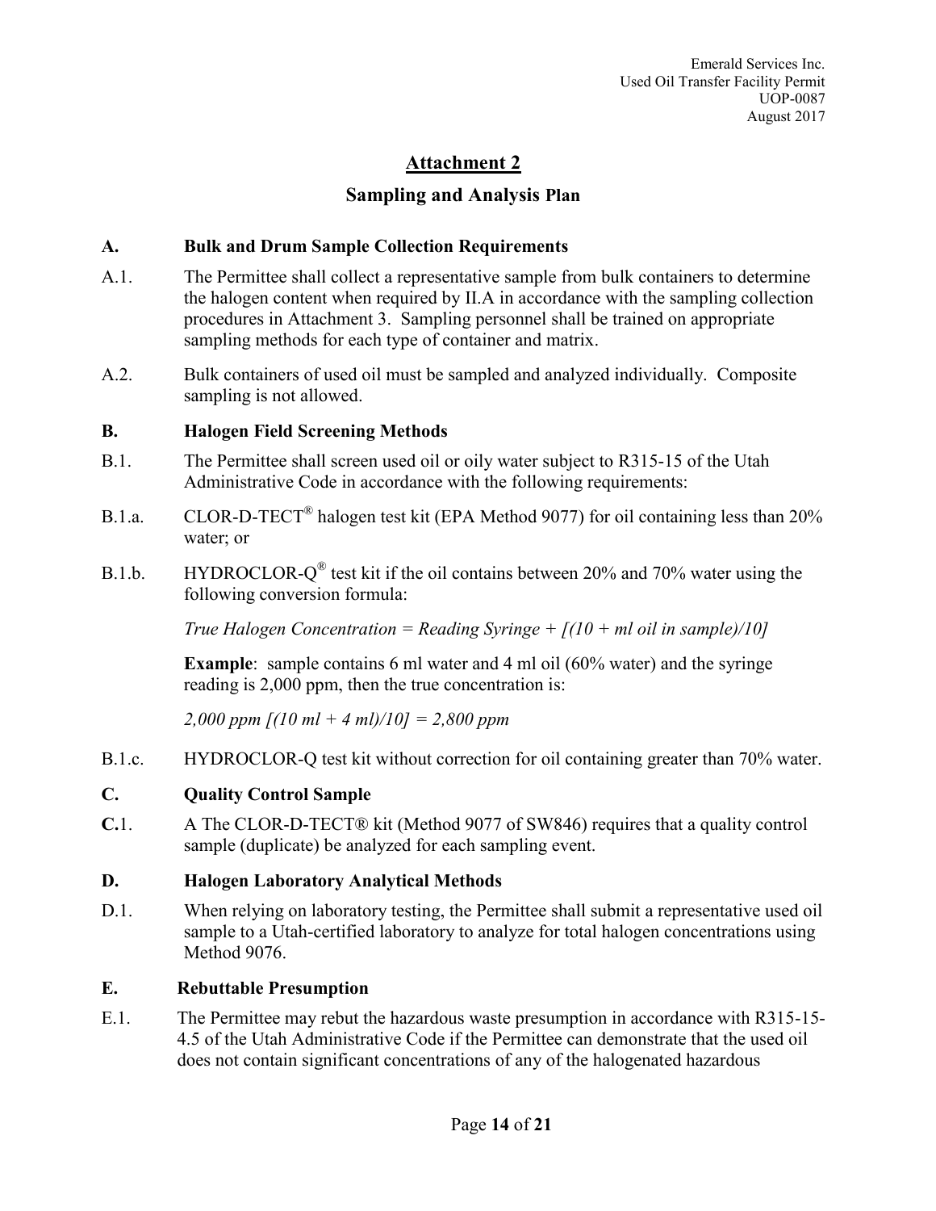# Attachment 2

## Sampling and Analysis Plan

### A. Bulk and Drum Sample Collection Requirements

A.1. The Permittee shall collect a representative sample from bulk containers to determine the halogen content when required by II.A in accordance with the sampling collection procedures in Attachment 3. Sampling personnel shall be trained on appropriate sampling methods for each type of container and matrix.

A.2. Bulk containers of used oil must be sampled and analyzed individually. Composite sampling is not allowed.

### B. Halogen Field Screening Methods

B.1. The Permittee shall screen used oil or oily water subject to R315-15 of the Utah Administrative Code in accordance with the following requirements:

B.1.a. CLOR-D-TECT® halogen test kit (EPA Method 9077) for oil containing less than 20% water; or

B.1.b. HYDROCLOR-Q® test kit if the oil contains between 20% and 70% water using the following conversion formula:

*True Halogen Concentration = Reading Syringe + [(10 + ml oil in sample)/10]*

**Example**: sample contains 6 ml water and 4 ml oil (60% water) and the syringe reading is 2,000 ppm, then the true concentration is:

*2,000 ppm [(10 ml + 4 ml)/10] = 2,800 ppm*

B.1.c. HYDROCLOR-Q test kit without correction for oil containing greater than 70% water.

### C. Quality Control Sample

**C.**1. A The CLOR-D-TECT® kit (Method 9077 of SW846) requires that a quality control sample (duplicate) be analyzed for each sampling event.

### D. Halogen Laboratory Analytical Methods

D.1. When relying on laboratory testing, the Permittee shall submit a representative used oil sample to a Utah-certified laboratory to analyze for total halogen concentrations using Method 9076.

### E. Rebuttable Presumption

E.1. The Permittee may rebut the hazardous waste presumption in accordance with R315-15-4.5 of the Utah Administrative Code if the Permittee can demonstrate that the used oil does not contain significant concentrations of any of the halogenated hazardous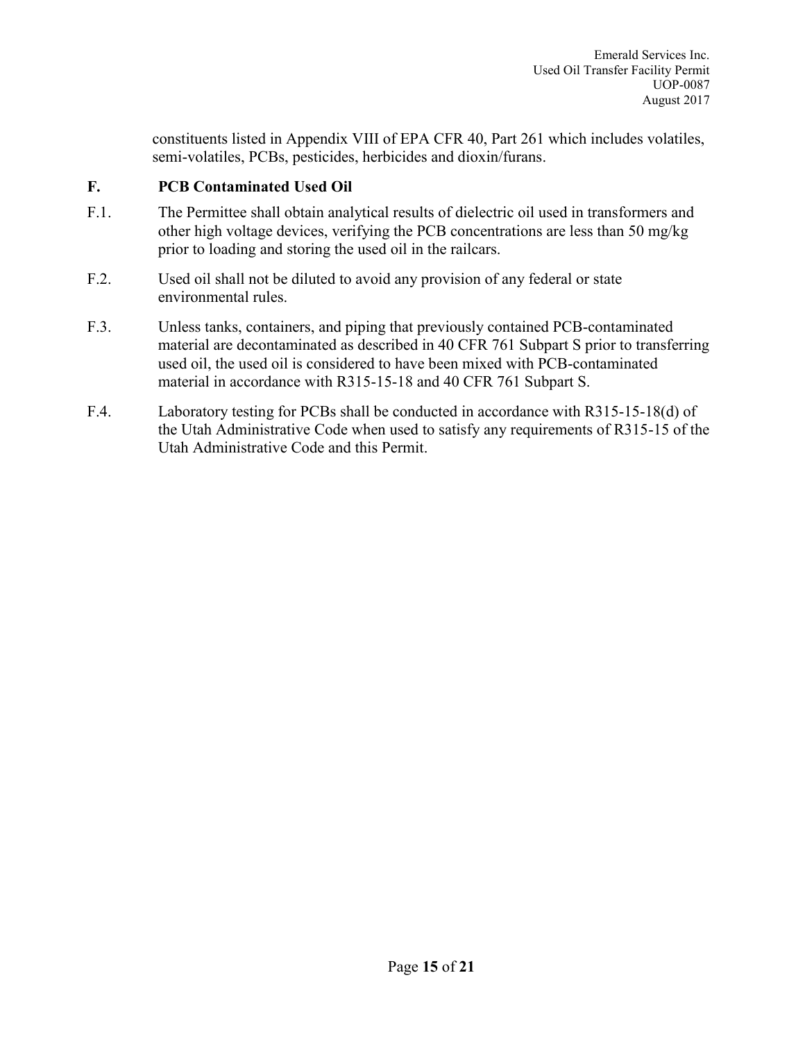constituents listed in Appendix VIII of EPA CFR 40, Part 261 which includes volatiles, semi-volatiles, PCBs, pesticides, herbicides and dioxin/furans.

## F. PCB Contaminated Used Oil

F.1. The Permittee shall obtain analytical results of dielectric oil used in transformers and other high voltage devices, verifying the PCB concentrations are less than 50 mg/kg prior to loading and storing the used oil in the railcars.

F.2. Used oil shall not be diluted to avoid any provision of any federal or state environmental rules.

F.3. Unless tanks, containers, and piping that previously contained PCB-contaminated material are decontaminated as described in 40 CFR 761 Subpart S prior to transferring used oil, the used oil is considered to have been mixed with PCB-contaminated material in accordance with R315-15-18 and 40 CFR 761 Subpart S.

F.4. Laboratory testing for PCBs shall be conducted in accordance with R315-15-18(d) of the Utah Administrative Code when used to satisfy any requirements of R315-15 of the Utah Administrative Code and this Permit.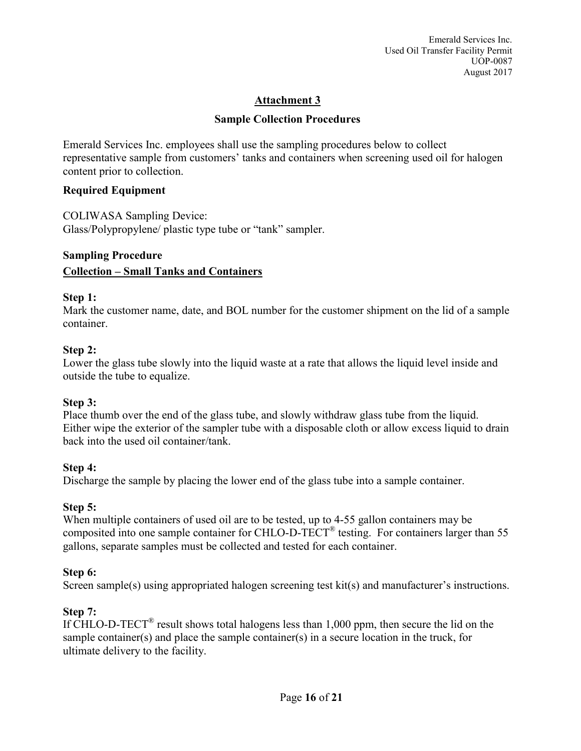## Attachment 3

### Sample Collection Procedures

Emerald Services Inc. employees shall use the sampling procedures below to collect representative sample from customers' tanks and containers when screening used oil for halogen content prior to collection.

**Required Equipment**

COLIWASA Sampling Device:
Glass/Polypropylene/ plastic type tube or "tank" sampler.

**Sampling Procedure**

**Collection – Small Tanks and Containers**

**Step 1:**
Mark the customer name, date, and BOL number for the customer shipment on the lid of a sample container.

**Step 2:**
Lower the glass tube slowly into the liquid waste at a rate that allows the liquid level inside and outside the tube to equalize.

**Step 3:**
Place thumb over the end of the glass tube, and slowly withdraw glass tube from the liquid. Either wipe the exterior of the sampler tube with a disposable cloth or allow excess liquid to drain back into the used oil container/tank.

**Step 4:**
Discharge the sample by placing the lower end of the glass tube into a sample container.

**Step 5:**
When multiple containers of used oil are to be tested, up to 4-55 gallon containers may be composited into one sample container for CHLO-D-TECT® testing. For containers larger than 55 gallons, separate samples must be collected and tested for each container.

**Step 6:**
Screen sample(s) using appropriated halogen screening test kit(s) and manufacturer's instructions.

**Step 7:**
If CHLO-D-TECT® result shows total halogens less than 1,000 ppm, then secure the lid on the sample container(s) and place the sample container(s) in a secure location in the truck, for ultimate delivery to the facility.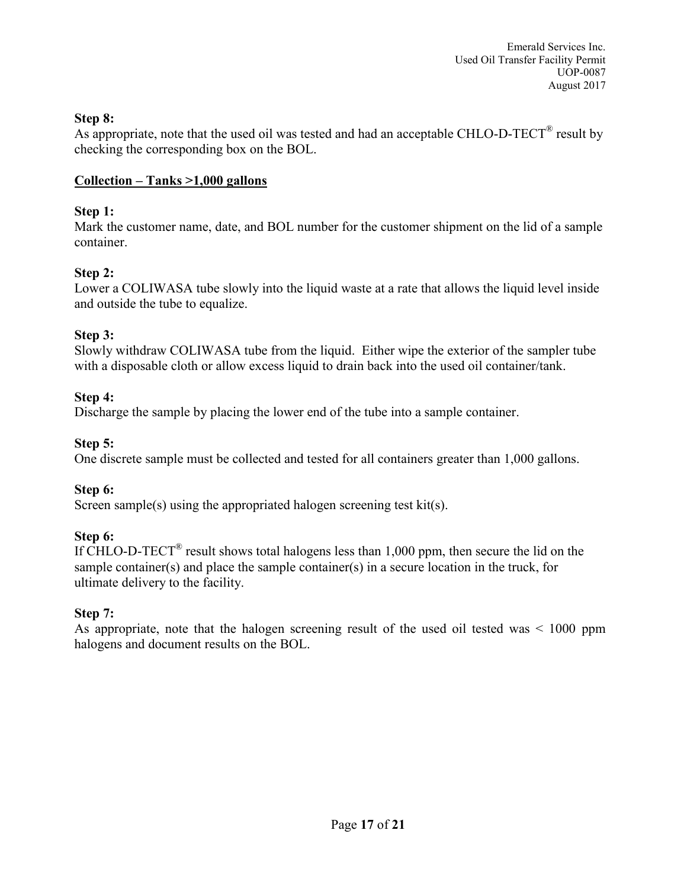**Step 8:**
As appropriate, note that the used oil was tested and had an acceptable CHLO-D-TECT® result by checking the corresponding box on the BOL.

**Collection – Tanks >1,000 gallons**

**Step 1:**
Mark the customer name, date, and BOL number for the customer shipment on the lid of a sample container.

**Step 2:**
Lower a COLIWASA tube slowly into the liquid waste at a rate that allows the liquid level inside and outside the tube to equalize.

**Step 3:**
Slowly withdraw COLIWASA tube from the liquid. Either wipe the exterior of the sampler tube with a disposable cloth or allow excess liquid to drain back into the used oil container/tank.

**Step 4:**
Discharge the sample by placing the lower end of the tube into a sample container.

**Step 5:**
One discrete sample must be collected and tested for all containers greater than 1,000 gallons.

**Step 6:**
Screen sample(s) using the appropriated halogen screening test kit(s).

**Step 6:**
If CHLO-D-TECT® result shows total halogens less than 1,000 ppm, then secure the lid on the sample container(s) and place the sample container(s) in a secure location in the truck, for ultimate delivery to the facility.

**Step 7:**
As appropriate, note that the halogen screening result of the used oil tested was < 1000 ppm halogens and document results on the BOL.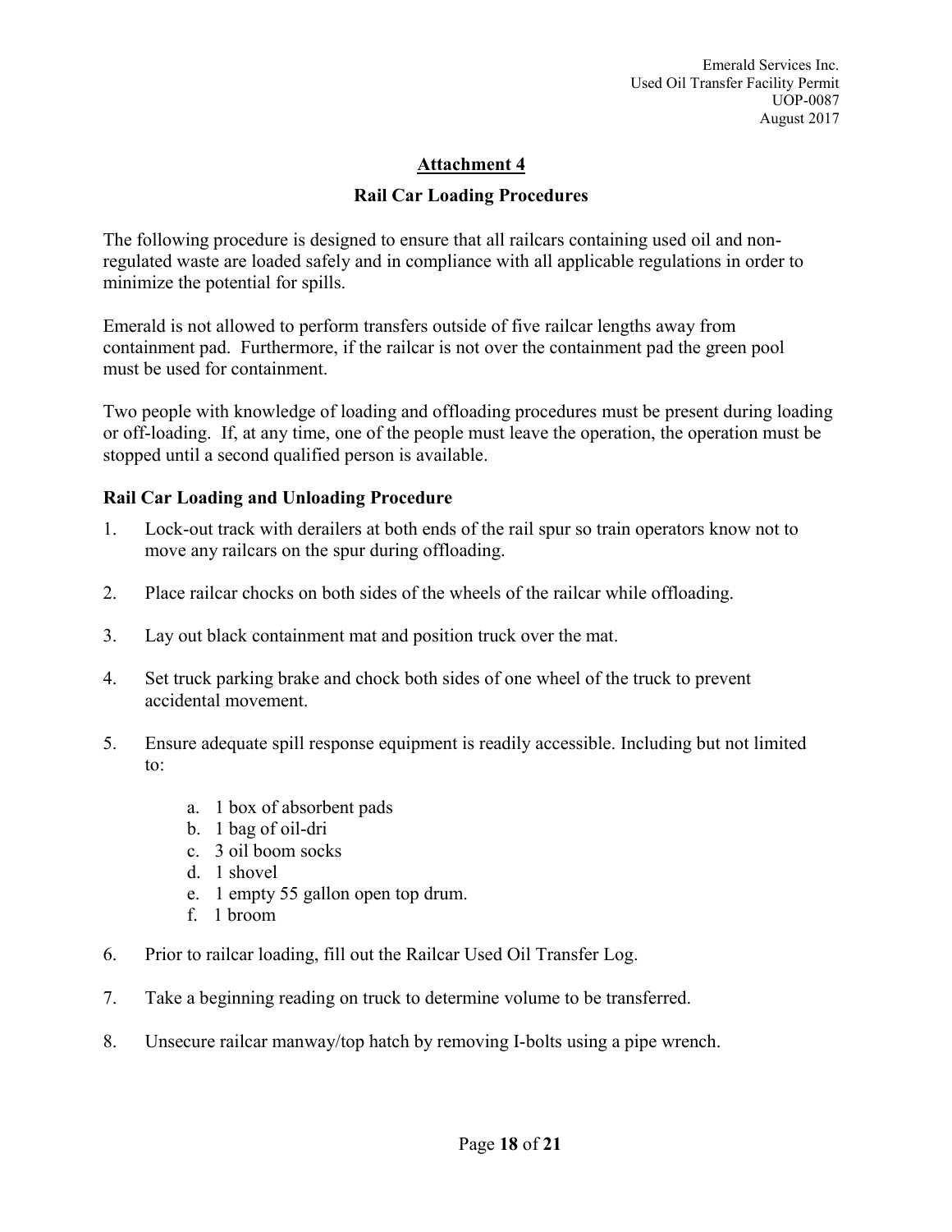## Attachment 4

### Rail Car Loading Procedures

The following procedure is designed to ensure that all railcars containing used oil and non-regulated waste are loaded safely and in compliance with all applicable regulations in order to minimize the potential for spills.

Emerald is not allowed to perform transfers outside of five railcar lengths away from containment pad. Furthermore, if the railcar is not over the containment pad the green pool must be used for containment.

Two people with knowledge of loading and offloading procedures must be present during loading or off-loading. If, at any time, one of the people must leave the operation, the operation must be stopped until a second qualified person is available.

**Rail Car Loading and Unloading Procedure**

1. Lock-out track with derailers at both ends of the rail spur so train operators know not to move any railcars on the spur during offloading.
2. Place railcar chocks on both sides of the wheels of the railcar while offloading.
3. Lay out black containment mat and position truck over the mat.
4. Set truck parking brake and chock both sides of one wheel of the truck to prevent accidental movement.
5. Ensure adequate spill response equipment is readily accessible. Including but not limited to:
    a. 1 box of absorbent pads
    b. 1 bag of oil-dri
    c. 3 oil boom socks
    d. 1 shovel
    e. 1 empty 55 gallon open top drum.
    f. 1 broom
6. Prior to railcar loading, fill out the Railcar Used Oil Transfer Log.
7. Take a beginning reading on truck to determine volume to be transferred.
8. Unsecure railcar manway/top hatch by removing I-bolts using a pipe wrench.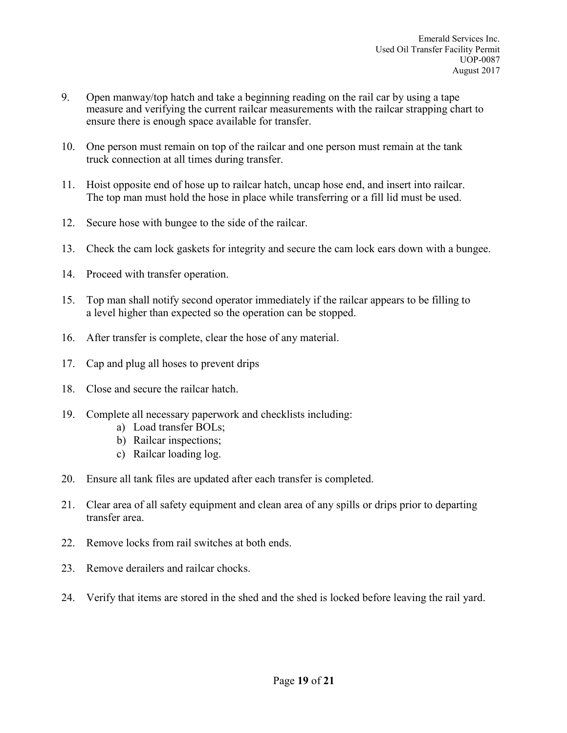9. Open manway/top hatch and take a beginning reading on the rail car by using a tape measure and verifying the current railcar measurements with the railcar strapping chart to ensure there is enough space available for transfer.

10. One person must remain on top of the railcar and one person must remain at the tank truck connection at all times during transfer.

11. Hoist opposite end of hose up to railcar hatch, uncap hose end, and insert into railcar. The top man must hold the hose in place while transferring or a fill lid must be used.

12. Secure hose with bungee to the side of the railcar.

13. Check the cam lock gaskets for integrity and secure the cam lock ears down with a bungee.

14. Proceed with transfer operation.

15. Top man shall notify second operator immediately if the railcar appears to be filling to a level higher than expected so the operation can be stopped.

16. After transfer is complete, clear the hose of any material.

17. Cap and plug all hoses to prevent drips

18. Close and secure the railcar hatch.

19. Complete all necessary paperwork and checklists including:
    a) Load transfer BOLs;
    b) Railcar inspections;
    c) Railcar loading log.

20. Ensure all tank files are updated after each transfer is completed.

21. Clear area of all safety equipment and clean area of any spills or drips prior to departing transfer area.

22. Remove locks from rail switches at both ends.

23. Remove derailers and railcar chocks.

24. Verify that items are stored in the shed and the shed is locked before leaving the rail yard.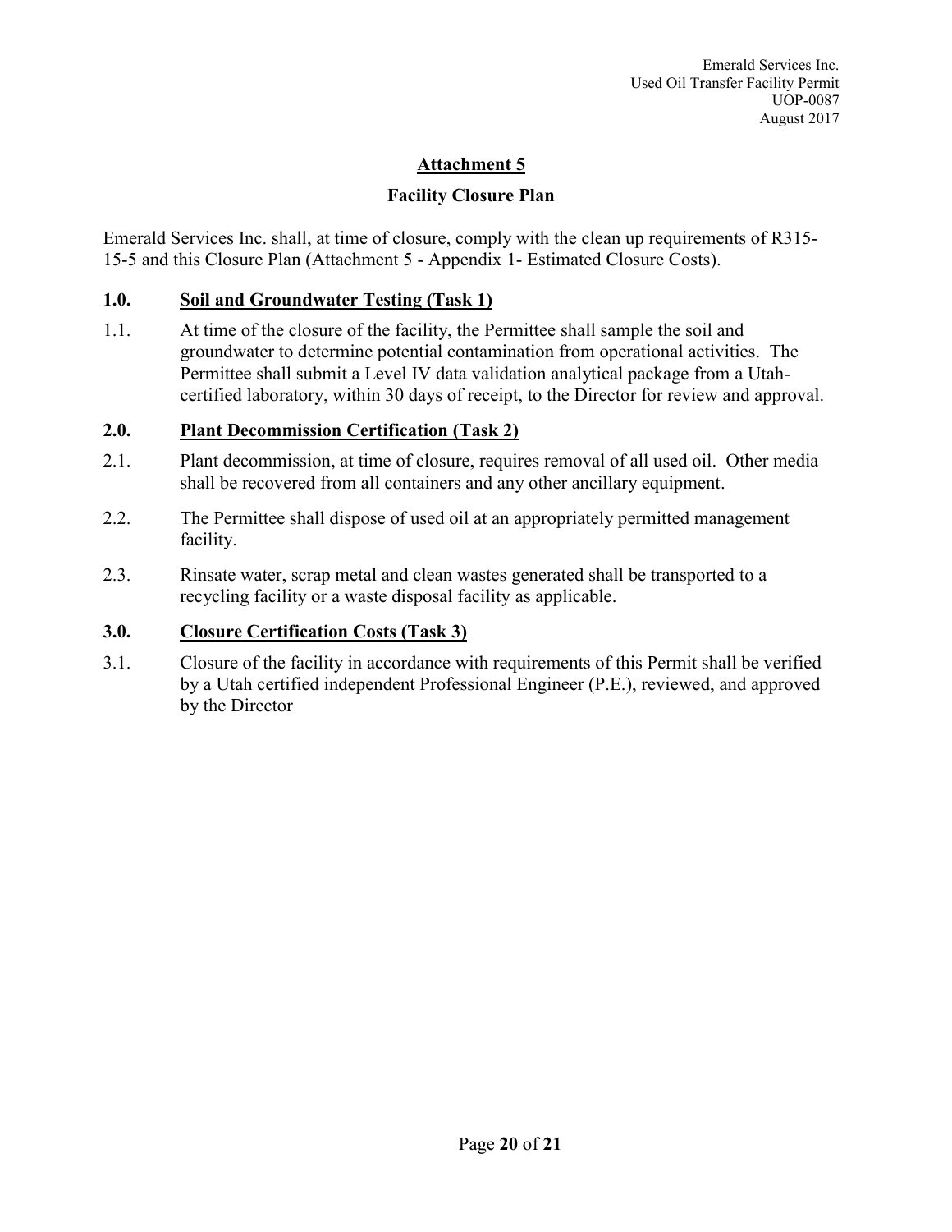# Attachment 5

## Facility Closure Plan

Emerald Services Inc. shall, at time of closure, comply with the clean up requirements of R315-15-5 and this Closure Plan (Attachment 5 - Appendix 1- Estimated Closure Costs).

### 1.0. Soil and Groundwater Testing (Task 1)

1.1. At time of the closure of the facility, the Permittee shall sample the soil and groundwater to determine potential contamination from operational activities. The Permittee shall submit a Level IV data validation analytical package from a Utah-certified laboratory, within 30 days of receipt, to the Director for review and approval.

### 2.0. Plant Decommission Certification (Task 2)

2.1. Plant decommission, at time of closure, requires removal of all used oil. Other media shall be recovered from all containers and any other ancillary equipment.

2.2. The Permittee shall dispose of used oil at an appropriately permitted management facility.

2.3. Rinsate water, scrap metal and clean wastes generated shall be transported to a recycling facility or a waste disposal facility as applicable.

### 3.0. Closure Certification Costs (Task 3)

3.1. Closure of the facility in accordance with requirements of this Permit shall be verified by a Utah certified independent Professional Engineer (P.E.), reviewed, and approved by the Director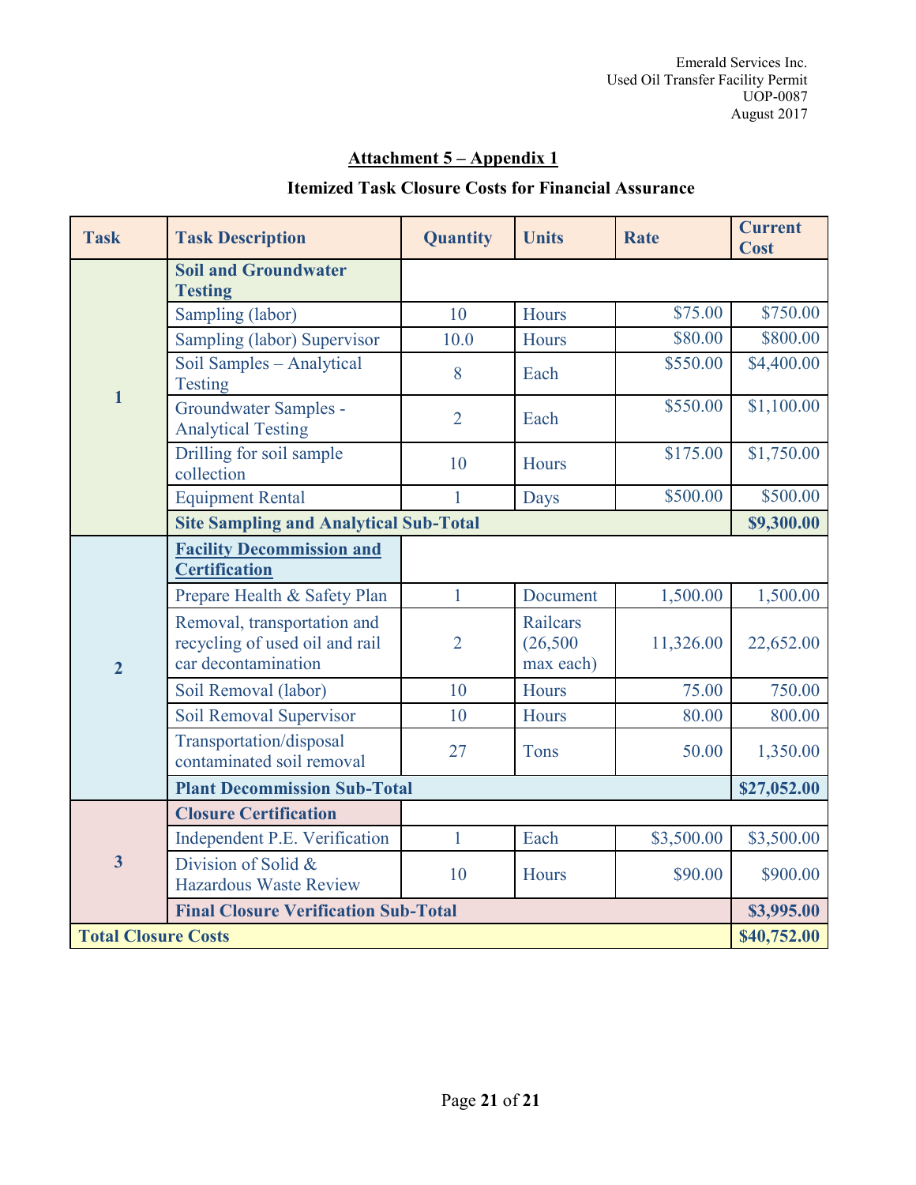Emerald Services Inc.
Used Oil Transfer Facility Permit
UOP-0087
August 2017

## Attachment 5 – Appendix 1

### Itemized Task Closure Costs for Financial Assurance

| Task | Task Description | Quantity | Units | Rate | Current Cost |
|---|---|---|---|---|---|
| 1 | **Soil and Groundwater Testing** | | | | |
| | Sampling (labor) | 10 | Hours | $75.00 | $750.00 |
| | Sampling (labor) Supervisor | 10.0 | Hours | $80.00 | $800.00 |
| | Soil Samples – Analytical Testing | 8 | Each | $550.00 | $4,400.00 |
| | Groundwater Samples - Analytical Testing | 2 | Each | $550.00 | $1,100.00 |
| | Drilling for soil sample collection | 10 | Hours | $175.00 | $1,750.00 |
| | Equipment Rental | 1 | Days | $500.00 | $500.00 |
| | **Site Sampling and Analytical Sub-Total** | | | | **$9,300.00** |
| 2 | **Facility Decommission and Certification** | | | | |
| | Prepare Health & Safety Plan | 1 | Document | 1,500.00 | 1,500.00 |
| | Removal, transportation and recycling of used oil and rail car decontamination | 2 | Railcars (26,500 max each) | 11,326.00 | 22,652.00 |
| | Soil Removal (labor) | 10 | Hours | 75.00 | 750.00 |
| | Soil Removal Supervisor | 10 | Hours | 80.00 | 800.00 |
| | Transportation/disposal contaminated soil removal | 27 | Tons | 50.00 | 1,350.00 |
| | **Plant Decommission Sub-Total** | | | | **$27,052.00** |
| 3 | **Closure Certification** | | | | |
| | Independent P.E. Verification | 1 | Each | $3,500.00 | $3,500.00 |
| | Division of Solid & Hazardous Waste Review | 10 | Hours | $90.00 | $900.00 |
| | **Final Closure Verification Sub-Total** | | | | **$3,995.00** |
| **Total Closure Costs** | | | | | **$40,752.00** |